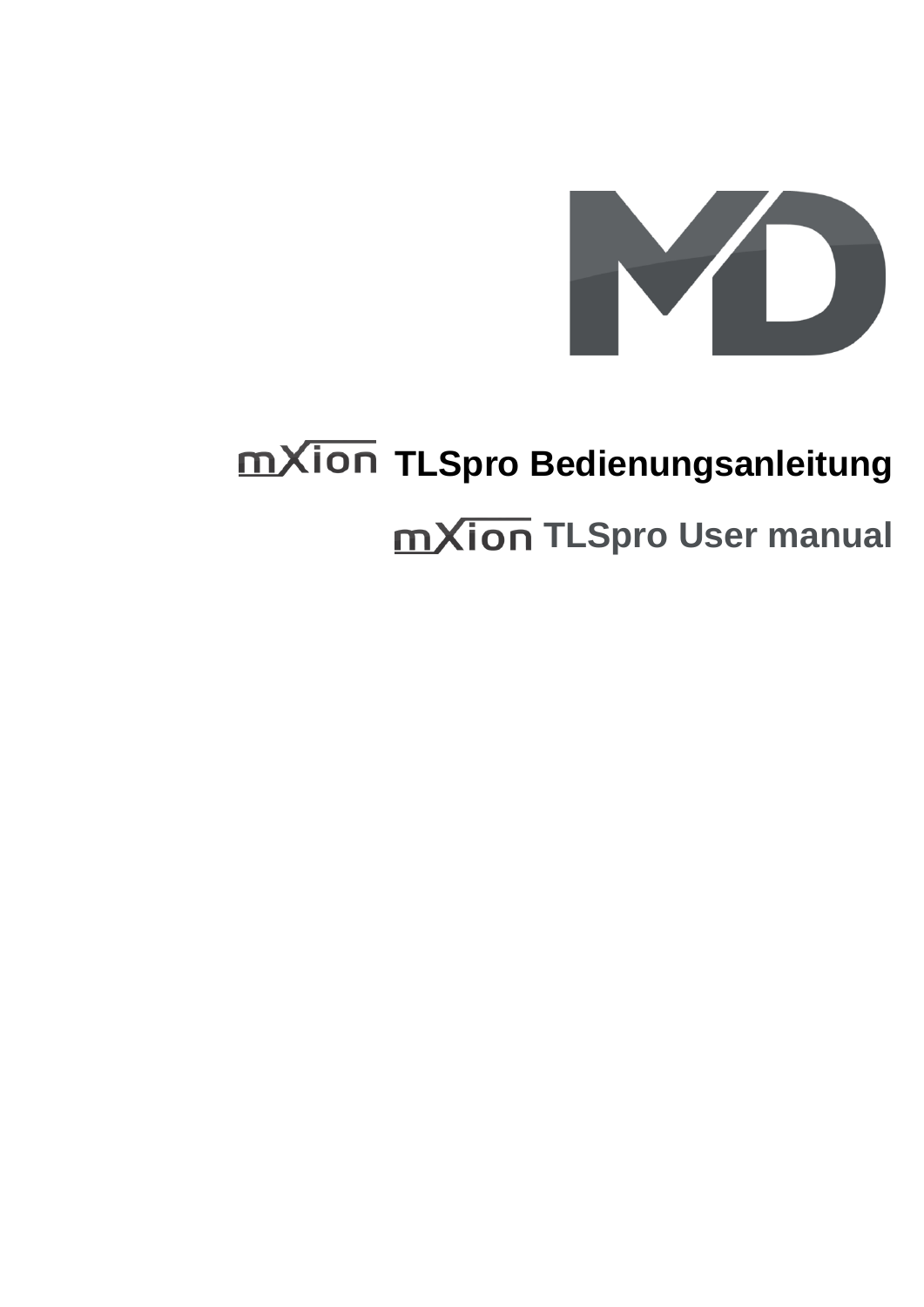# mXion TLSpro Bedienungsanleitung

# mXion TLSpro User manual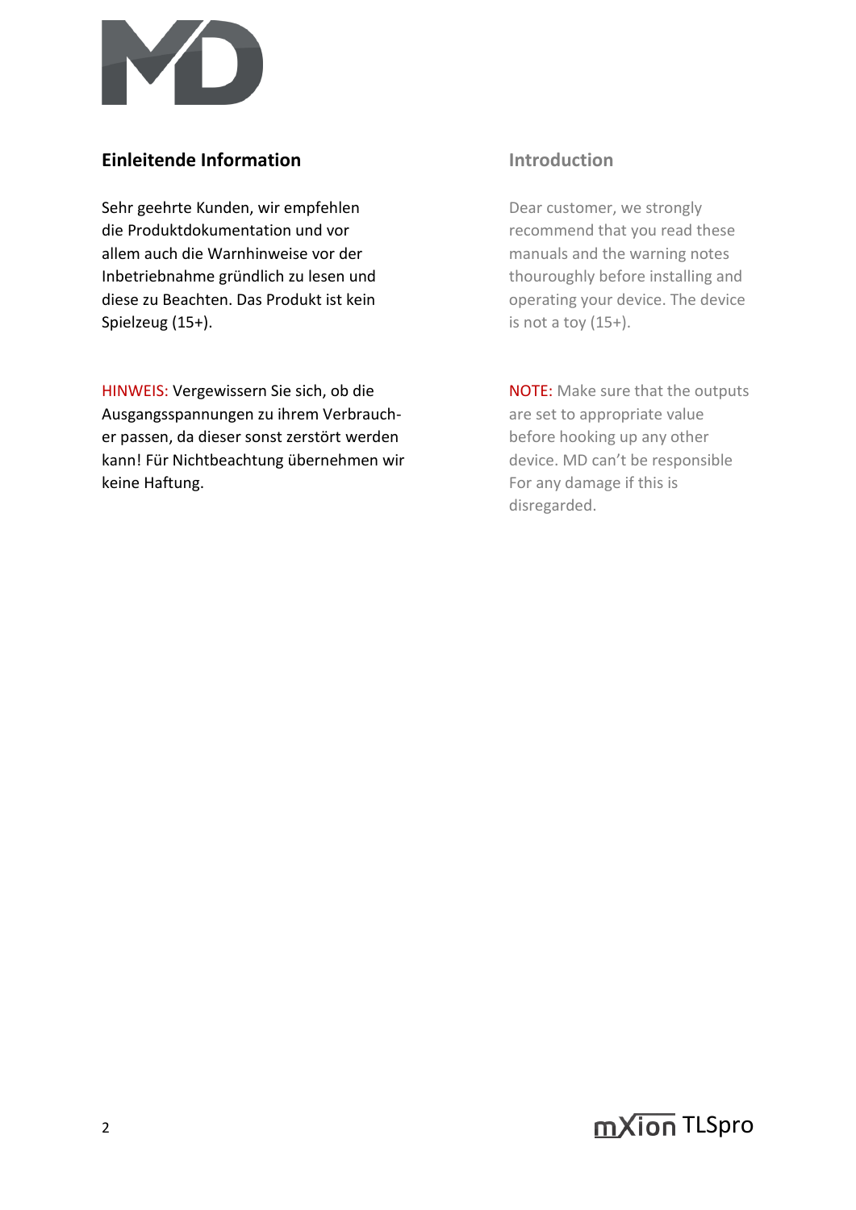## Einleitende Information

Sehr geehrte Kunden, wir empfehlen die Produktdokumentation und vor allem auch die Warnhinweise vor der Inbetriebnahme gründlich zu lesen und diese zu Beachten. Das Produkt ist kein Spielzeug (15+).

HINWEIS: Vergewissern Sie sich, ob die Ausgangsspannungen zu ihrem Verbraucher passen, da dieser sonst zerstört werden kann! Für Nichtbeachtung übernehmen wir keine Haftung.

## Introduction

Dear customer, we strongly recommend that you read these manuals and the warning notes thouroughly before installing and operating your device. The device is not a toy (15+).

NOTE: Make sure that the outputs are set to appropriate value before hooking up any other device. MD can't be responsible For any damage if this is disregarded.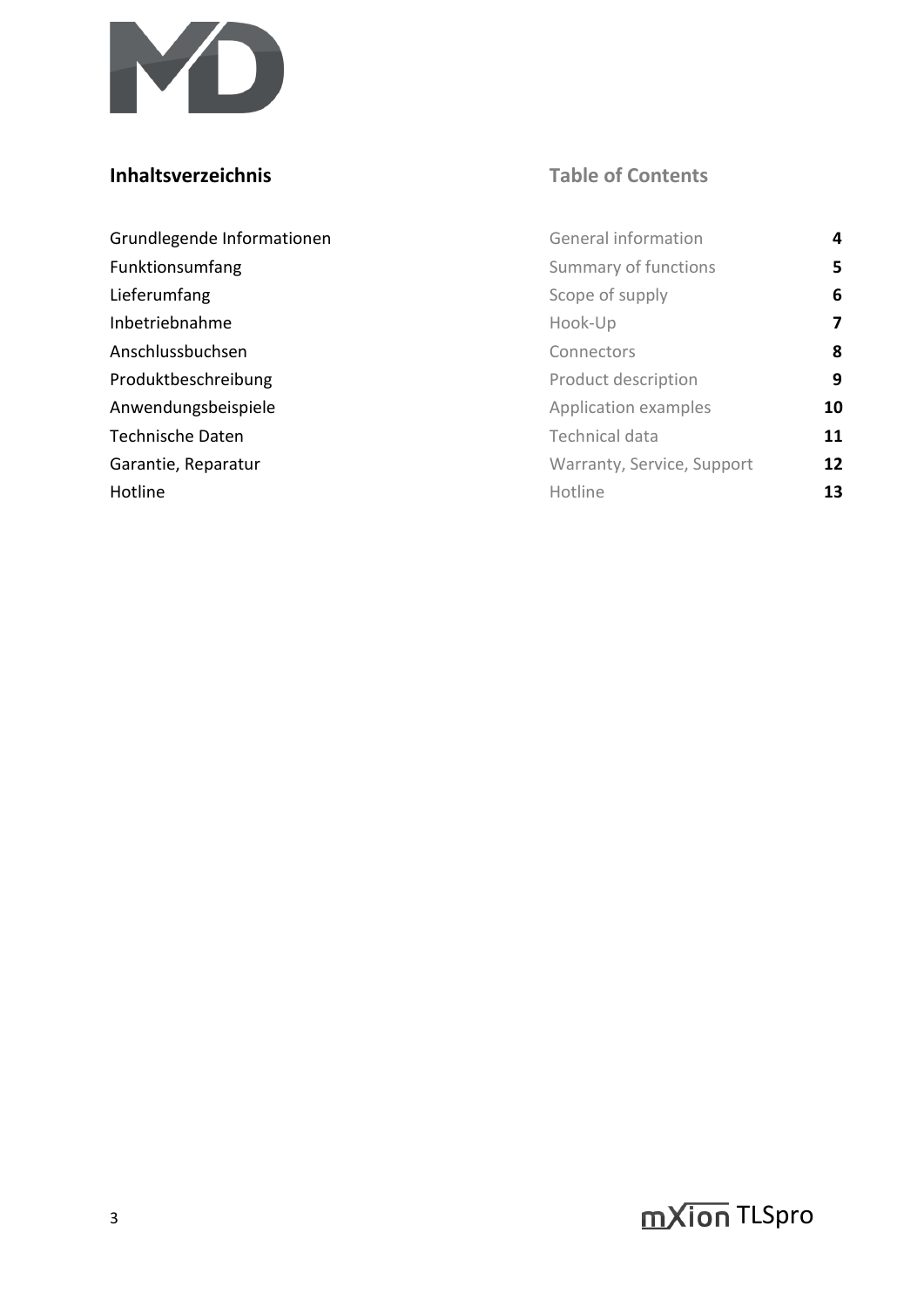| Inhaltsverzeichnis | Table of Contents | |
| --- | --- | --- |
| Grundlegende Informationen | General information | 4 |
| Funktionsumfang | Summary of functions | 5 |
| Lieferumfang | Scope of supply | 6 |
| Inbetriebnahme | Hook-Up | 7 |
| Anschlussbuchsen | Connectors | 8 |
| Produktbeschreibung | Product description | 9 |
| Anwendungsbeispiele | Application examples | 10 |
| Technische Daten | Technical data | 11 |
| Garantie, Reparatur | Warranty, Service, Support | 12 |
| Hotline | Hotline | 13 |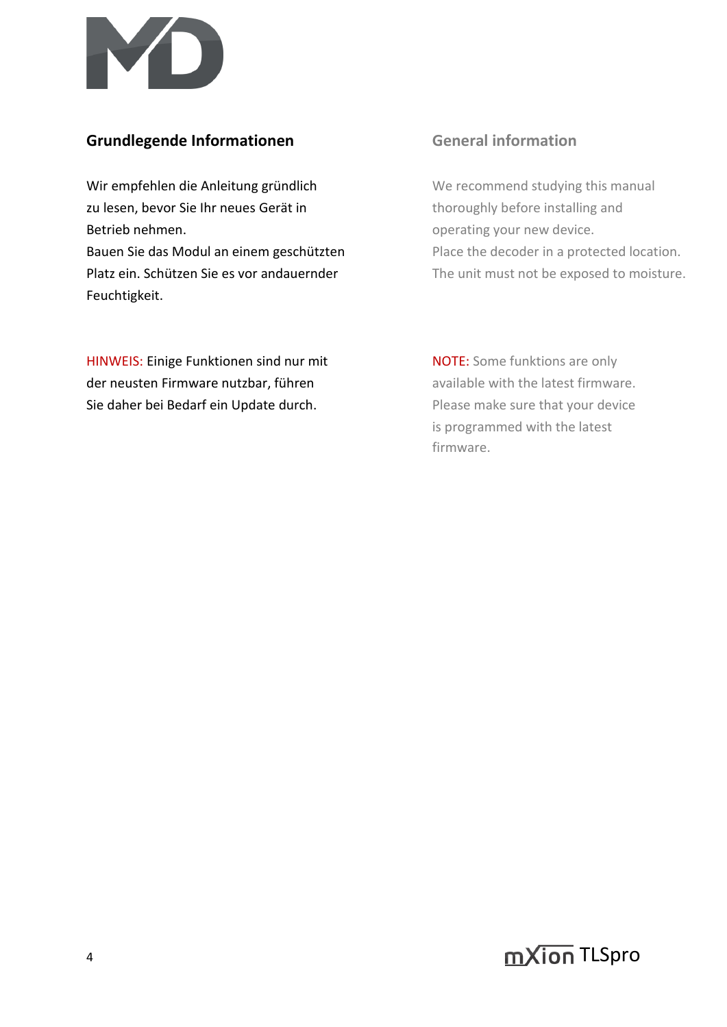## Grundlegende Informationen

Wir empfehlen die Anleitung gründlich zu lesen, bevor Sie Ihr neues Gerät in Betrieb nehmen.
Bauen Sie das Modul an einem geschützten Platz ein. Schützen Sie es vor andauernder Feuchtigkeit.

HINWEIS: Einige Funktionen sind nur mit der neusten Firmware nutzbar, führen Sie daher bei Bedarf ein Update durch.

## General information

We recommend studying this manual thoroughly before installing and operating your new device.
Place the decoder in a protected location. The unit must not be exposed to moisture.

NOTE: Some funktions are only available with the latest firmware. Please make sure that your device is programmed with the latest firmware.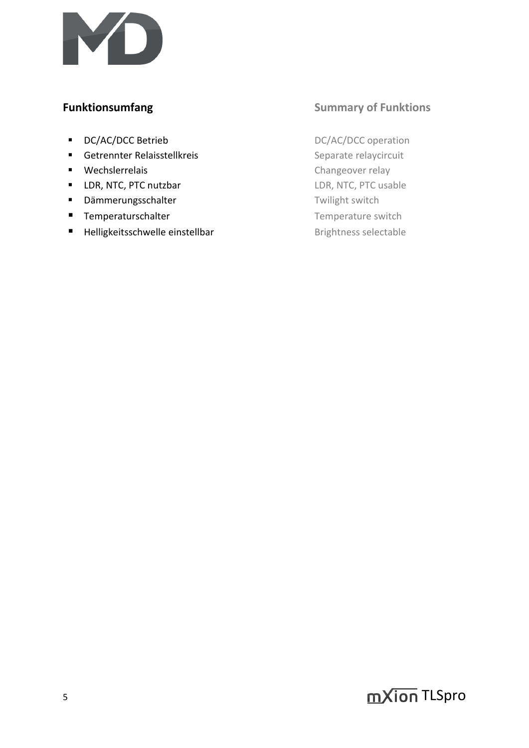## Funktionsumfang

- DC/AC/DCC Betrieb
- Getrennter Relaisstellkreis
- Wechslerrelais
- LDR, NTC, PTC nutzbar
- Dämmerungsschalter
- Temperaturschalter
- Helligkeitsschwelle einstellbar

## Summary of Funktions

- DC/AC/DCC operation
- Separate relaycircuit
- Changeover relay
- LDR, NTC, PTC usable
- Twilight switch
- Temperature switch
- Brightness selectable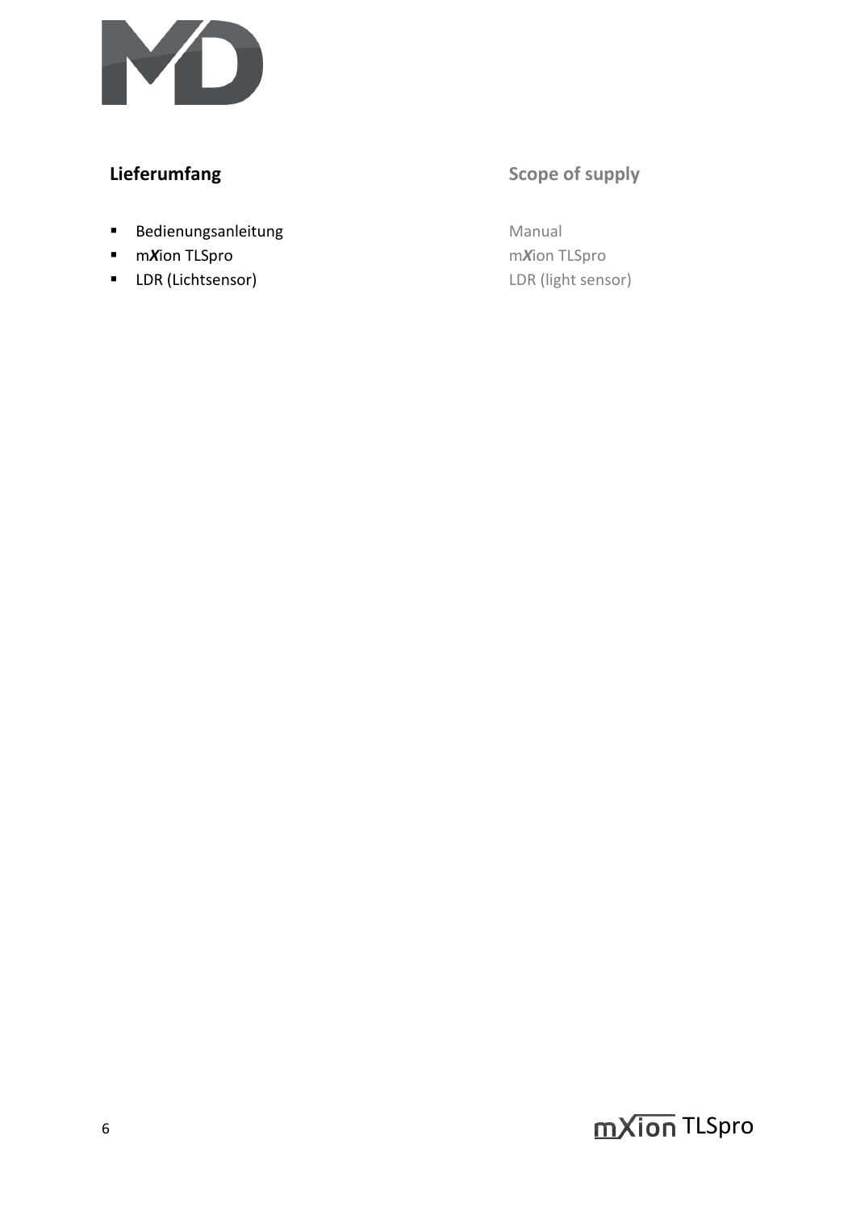## Lieferumfang

- Bedienungsanleitung
- m***X***ion TLSpro
- LDR (Lichtsensor)

## Scope of supply

- Manual
- m***X***ion TLSpro
- LDR (light sensor)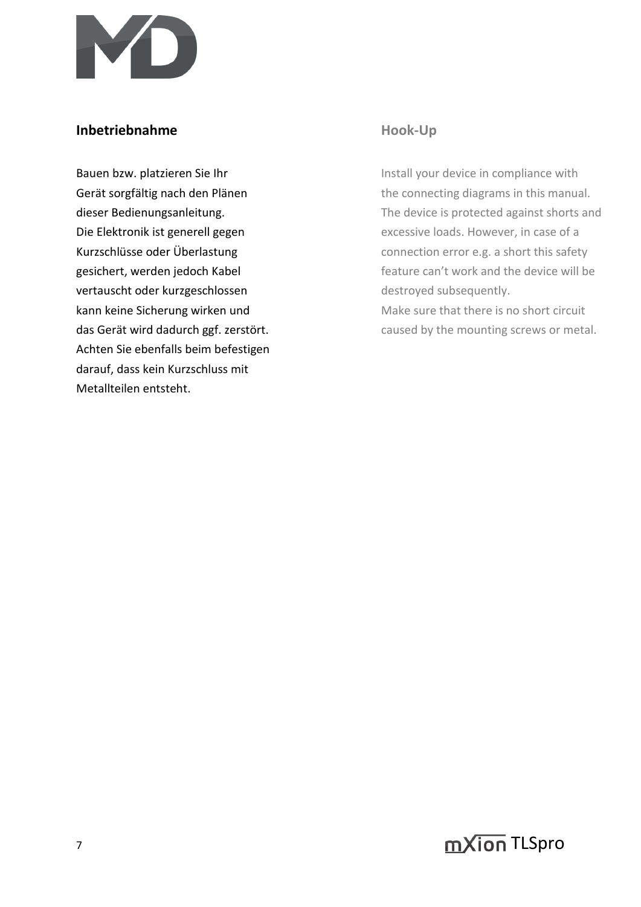## Inbetriebnahme

Bauen bzw. platzieren Sie Ihr Gerät sorgfältig nach den Plänen dieser Bedienungsanleitung. Die Elektronik ist generell gegen Kurzschlüsse oder Überlastung gesichert, werden jedoch Kabel vertauscht oder kurzgeschlossen kann keine Sicherung wirken und das Gerät wird dadurch ggf. zerstört. Achten Sie ebenfalls beim befestigen darauf, dass kein Kurzschluss mit Metallteilen entsteht.

## Hook-Up

Install your device in compliance with the connecting diagrams in this manual. The device is protected against shorts and excessive loads. However, in case of a connection error e.g. a short this safety feature can't work and the device will be destroyed subsequently.
Make sure that there is no short circuit caused by the mounting screws or metal.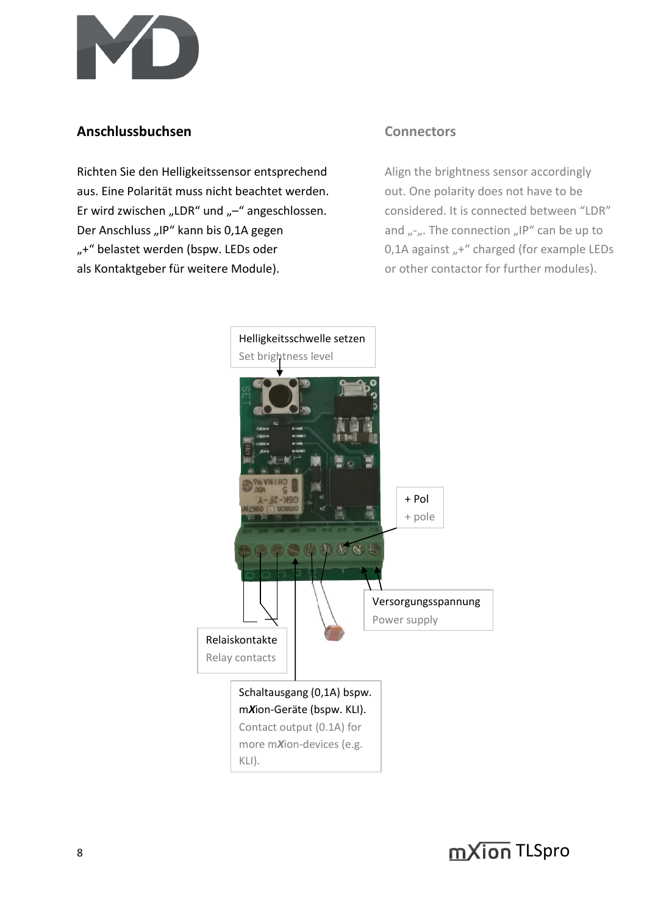## Anschlussbuchsen

Richten Sie den Helligkeitssensor entsprechend aus. Eine Polarität muss nicht beachtet werden. Er wird zwischen „LDR“ und „–“ angeschlossen. Der Anschluss „IP“ kann bis 0,1A gegen „+“ belastet werden (bspw. LEDs oder als Kontaktgeber für weitere Module).

## Connectors

Align the brightness sensor accordingly out. One polarity does not have to be considered. It is connected between “LDR” and „-„. The connection „IP“ can be up to 0,1A against „+“ charged (for example LEDs or other contactor for further modules).

Helligkeitsschwelle setzen
Set brightness level

+ Pol
+ pole

Versorgungsspannung
Power supply

Relaiskontakte
Relay contacts

Schaltausgang (0,1A) bspw. m*X*ion-Geräte (bspw. KLI).
Contact output (0.1A) for more m*X*ion-devices (e.g. KLI).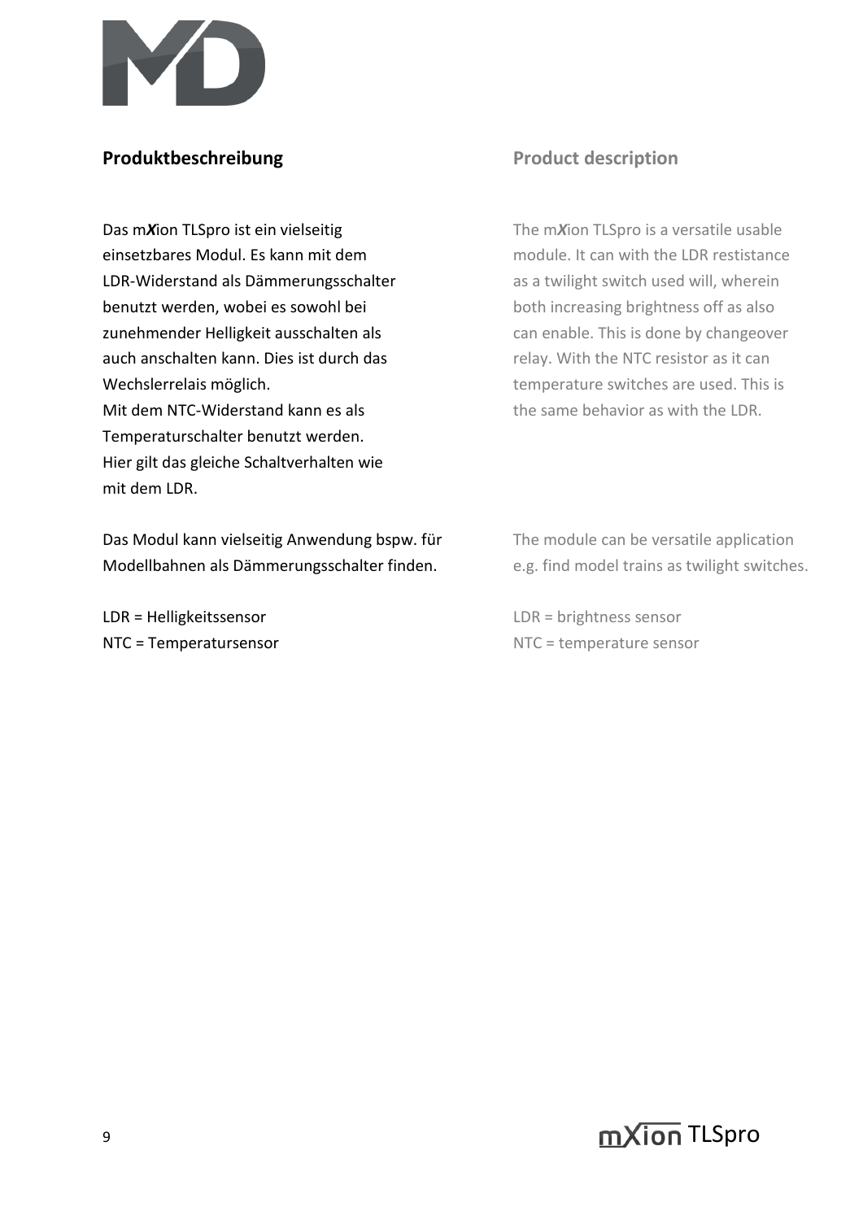## Produktbeschreibung

Das m*X*ion TLSpro ist ein vielseitig einsetzbares Modul. Es kann mit dem LDR-Widerstand als Dämmerungsschalter benutzt werden, wobei es sowohl bei zunehmender Helligkeit ausschalten als auch anschalten kann. Dies ist durch das Wechslerrelais möglich.
Mit dem NTC-Widerstand kann es als Temperaturschalter benutzt werden. Hier gilt das gleiche Schaltverhalten wie mit dem LDR.

Das Modul kann vielseitig Anwendung bspw. für Modellbahnen als Dämmerungsschalter finden.

LDR = Helligkeitssensor
NTC = Temperatursensor

## Product description

The m*X*ion TLSpro is a versatile usable module. It can with the LDR restistance as a twilight switch used will, wherein both increasing brightness off as also can enable. This is done by changeover relay. With the NTC resistor as it can temperature switches are used. This is the same behavior as with the LDR.

The module can be versatile application e.g. find model trains as twilight switches.

LDR = brightness sensor
NTC = temperature sensor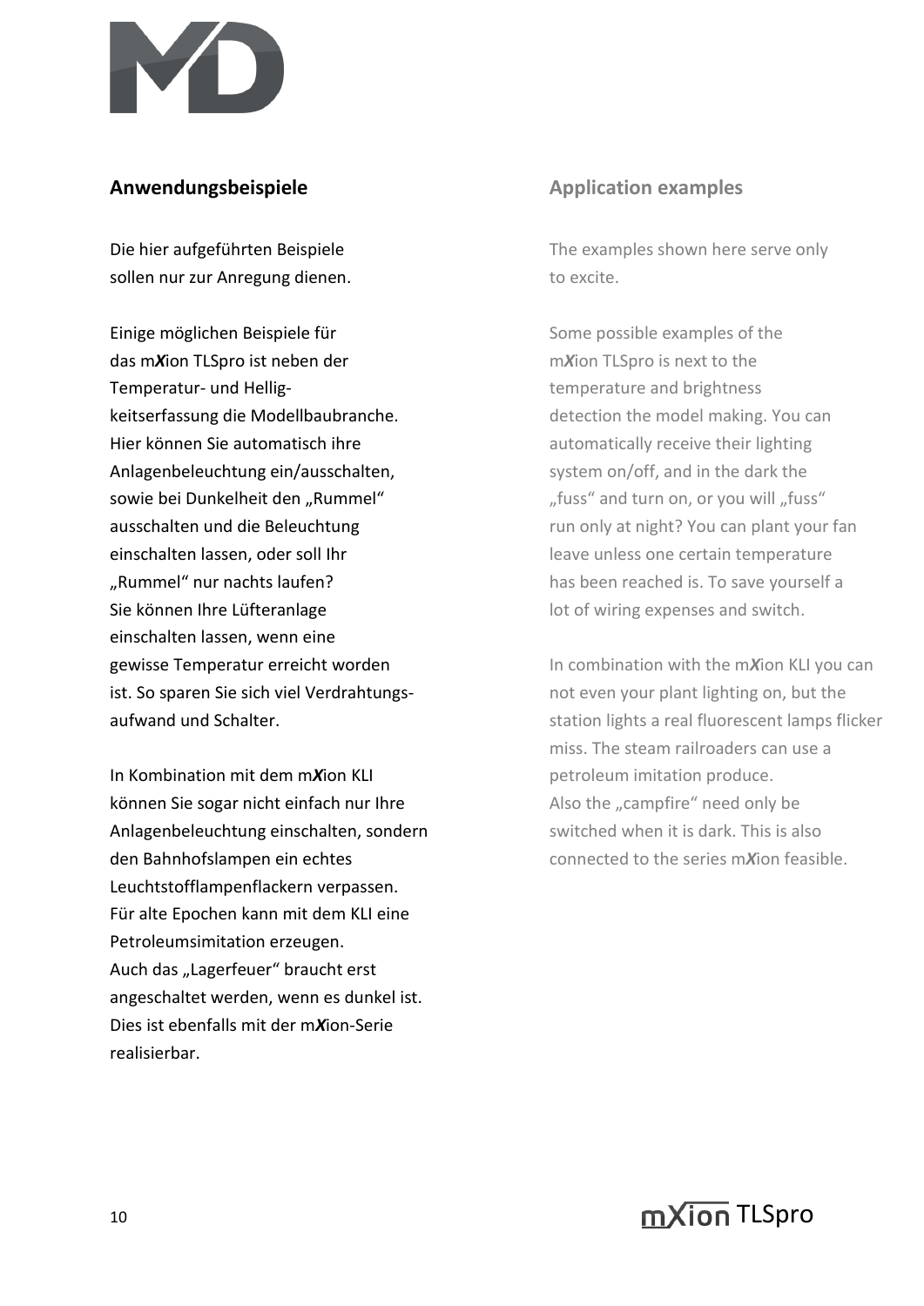## Anwendungsbeispiele

Die hier aufgeführten Beispiele sollen nur zur Anregung dienen.

Einige möglichen Beispiele für das m*X*ion TLSpro ist neben der Temperatur- und Helligkeitserfassung die Modellbaubranche. Hier können Sie automatisch ihre Anlagenbeleuchtung ein/ausschalten, sowie bei Dunkelheit den „Rummel" ausschalten und die Beleuchtung einschalten lassen, oder soll Ihr „Rummel" nur nachts laufen? Sie können Ihre Lüfteranlage einschalten lassen, wenn eine gewisse Temperatur erreicht worden ist. So sparen Sie sich viel Verdrahtungsaufwand und Schalter.

In Kombination mit dem m*X*ion KLI können Sie sogar nicht einfach nur Ihre Anlagenbeleuchtung einschalten, sondern den Bahnhofslampen ein echtes Leuchtstofflampenflackern verpassen. Für alte Epochen kann mit dem KLI eine Petroleumsimitation erzeugen. Auch das „Lagerfeuer" braucht erst angeschaltet werden, wenn es dunkel ist. Dies ist ebenfalls mit der m*X*ion-Serie realisierbar.

## Application examples

The examples shown here serve only to excite.

Some possible examples of the m*X*ion TLSpro is next to the temperature and brightness detection the model making. You can automatically receive their lighting system on/off, and in the dark the „fuss" and turn on, or you will „fuss" run only at night? You can plant your fan leave unless one certain temperature has been reached is. To save yourself a lot of wiring expenses and switch.

In combination with the m*X*ion KLI you can not even your plant lighting on, but the station lights a real fluorescent lamps flicker miss. The steam railroaders can use a petroleum imitation produce. Also the „campfire" need only be switched when it is dark. This is also connected to the series m*X*ion feasible.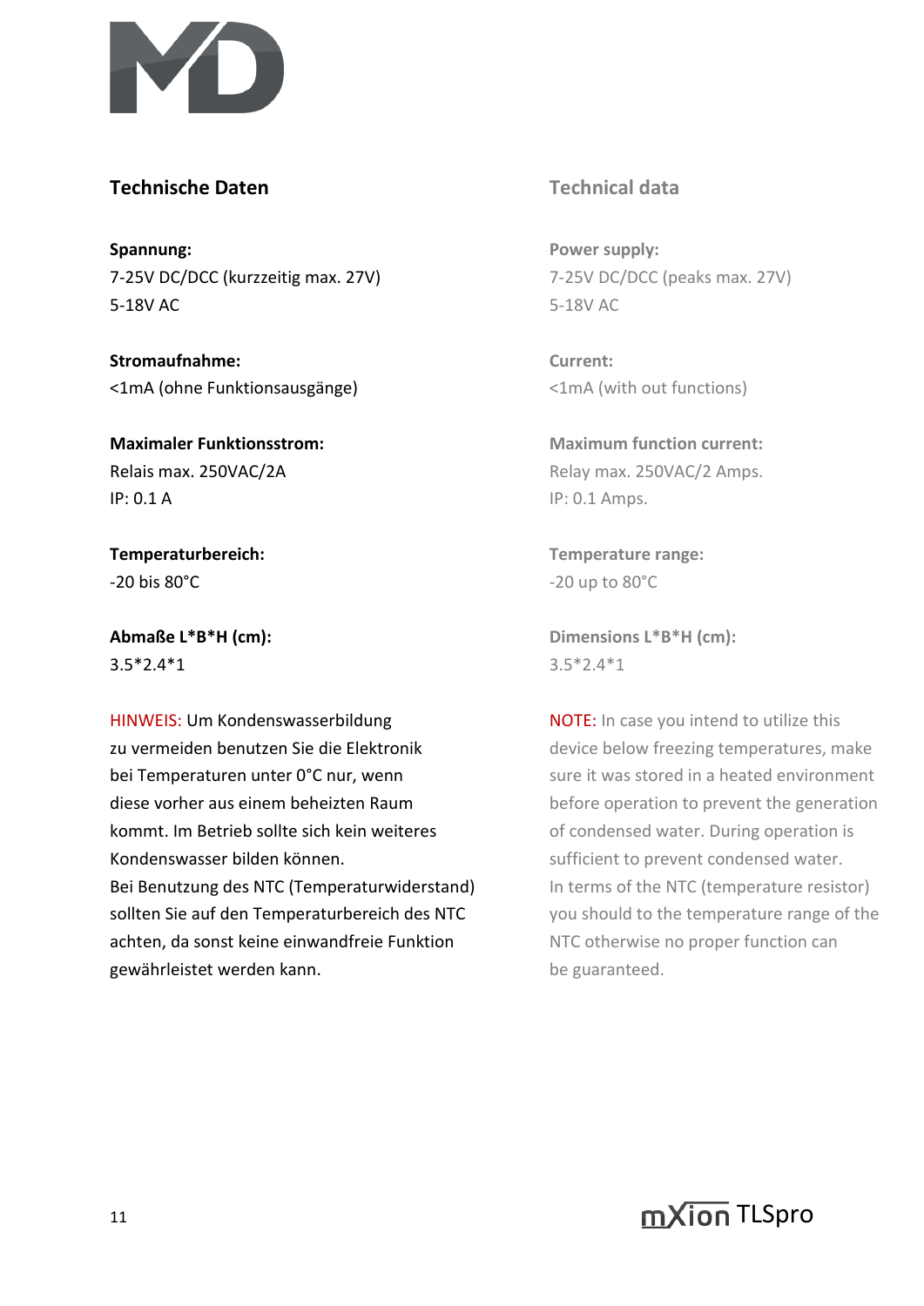## Technische Daten

**Spannung:**
7-25V DC/DCC (kurzzeitig max. 27V)
5-18V AC

**Stromaufnahme:**
<1mA (ohne Funktionsausgänge)

**Maximaler Funktionsstrom:**
Relais max. 250VAC/2A
IP: 0.1 A

**Temperaturbereich:**
-20 bis 80°C

**Abmaße L*B*H (cm):**
3.5*2.4*1

HINWEIS: Um Kondenswasserbildung zu vermeiden benutzen Sie die Elektronik bei Temperaturen unter 0°C nur, wenn diese vorher aus einem beheizten Raum kommt. Im Betrieb sollte sich kein weiteres Kondenswasser bilden können.
Bei Benutzung des NTC (Temperaturwiderstand) sollten Sie auf den Temperaturbereich des NTC achten, da sonst keine einwandfreie Funktion gewährleistet werden kann.

## Technical data

**Power supply:**
7-25V DC/DCC (peaks max. 27V)
5-18V AC

**Current:**
<1mA (with out functions)

**Maximum function current:**
Relay max. 250VAC/2 Amps.
IP: 0.1 Amps.

**Temperature range:**
-20 up to 80°C

**Dimensions L*B*H (cm):**
3.5*2.4*1

NOTE: In case you intend to utilize this device below freezing temperatures, make sure it was stored in a heated environment before operation to prevent the generation of condensed water. During operation is sufficient to prevent condensed water.
In terms of the NTC (temperature resistor) you should to the temperature range of the NTC otherwise no proper function can be guaranteed.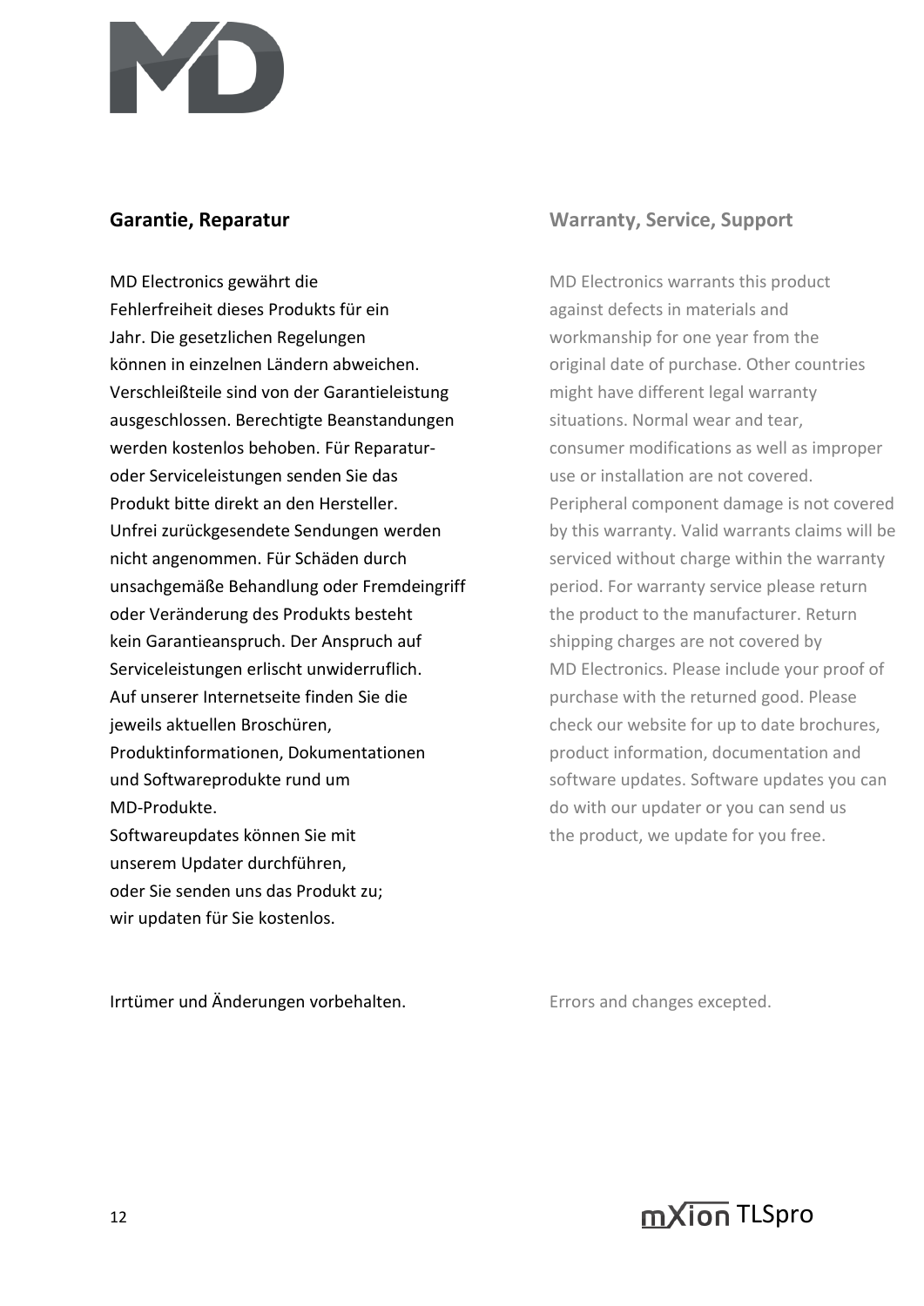## Garantie, Reparatur

MD Electronics gewährt die Fehlerfreiheit dieses Produkts für ein Jahr. Die gesetzlichen Regelungen können in einzelnen Ländern abweichen. Verschleißteile sind von der Garantieleistung ausgeschlossen. Berechtigte Beanstandungen werden kostenlos behoben. Für Reparatur- oder Serviceleistungen senden Sie das Produkt bitte direkt an den Hersteller. Unfrei zurückgesendete Sendungen werden nicht angenommen. Für Schäden durch unsachgemäße Behandlung oder Fremdeingriff oder Veränderung des Produkts besteht kein Garantieanspruch. Der Anspruch auf Serviceleistungen erlischt unwiderruflich. Auf unserer Internetseite finden Sie die jeweils aktuellen Broschüren, Produktinformationen, Dokumentationen und Softwareprodukte rund um MD-Produkte.
Softwareupdates können Sie mit unserem Updater durchführen, oder Sie senden uns das Produkt zu; wir updaten für Sie kostenlos.

Irrtümer und Änderungen vorbehalten.

## Warranty, Service, Support

MD Electronics warrants this product against defects in materials and workmanship for one year from the original date of purchase. Other countries might have different legal warranty situations. Normal wear and tear, consumer modifications as well as improper use or installation are not covered. Peripheral component damage is not covered by this warranty. Valid warrants claims will be serviced without charge within the warranty period. For warranty service please return the product to the manufacturer. Return shipping charges are not covered by MD Electronics. Please include your proof of purchase with the returned good. Please check our website for up to date brochures, product information, documentation and software updates. Software updates you can do with our updater or you can send us the product, we update for you free.

Errors and changes excepted.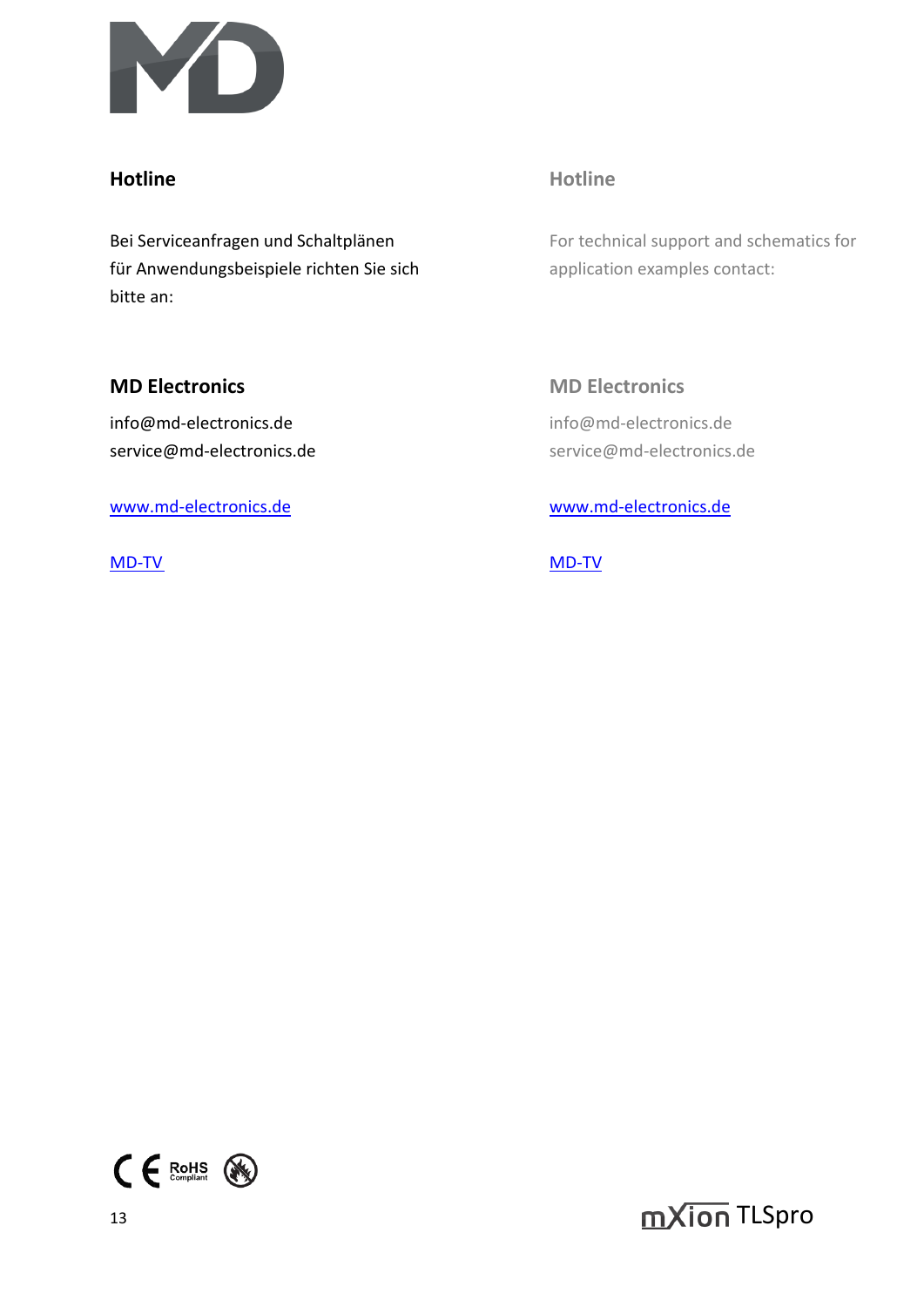## Hotline

Bei Serviceanfragen und Schaltplänen für Anwendungsbeispiele richten Sie sich bitte an:

### MD Electronics

info@md-electronics.de
service@md-electronics.de

www.md-electronics.de

MD-TV

## Hotline

For technical support and schematics for application examples contact:

### MD Electronics

info@md-electronics.de
service@md-electronics.de

www.md-electronics.de

MD-TV